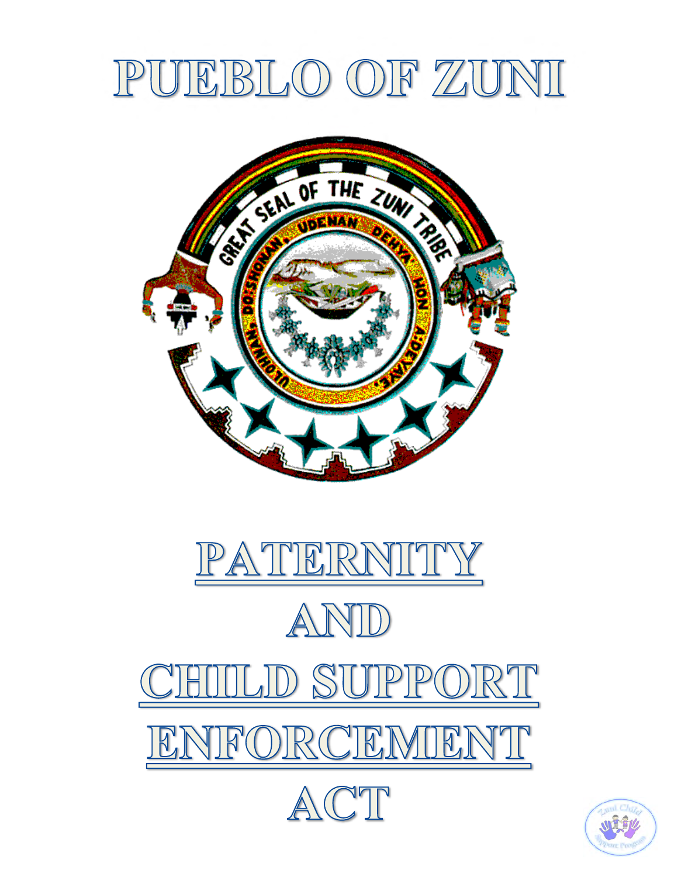# PUEBLO OF ZUNI

# PATERNITY AND CHILD SUPPORT ENFORCEMENT ACT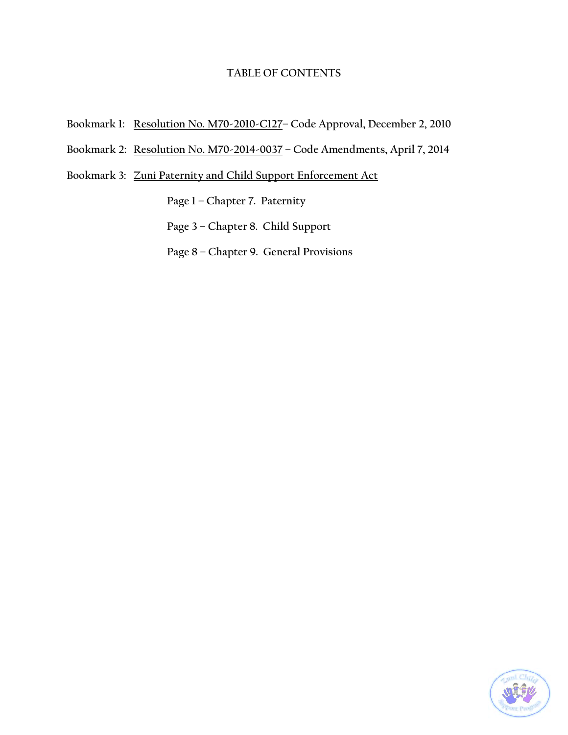# TABLE OF CONTENTS

Bookmark 1: Resolution No. M70-2010-C127– Code Approval, December 2, 2010

Bookmark 2: Resolution No. M70-2014-0037 – Code Amendments, April 7, 2014

Bookmark 3: Zuni Paternity and Child Support Enforcement Act

Page 1 – Chapter 7. Paternity

Page 3 – Chapter 8. Child Support

Page 8 – Chapter 9. General Provisions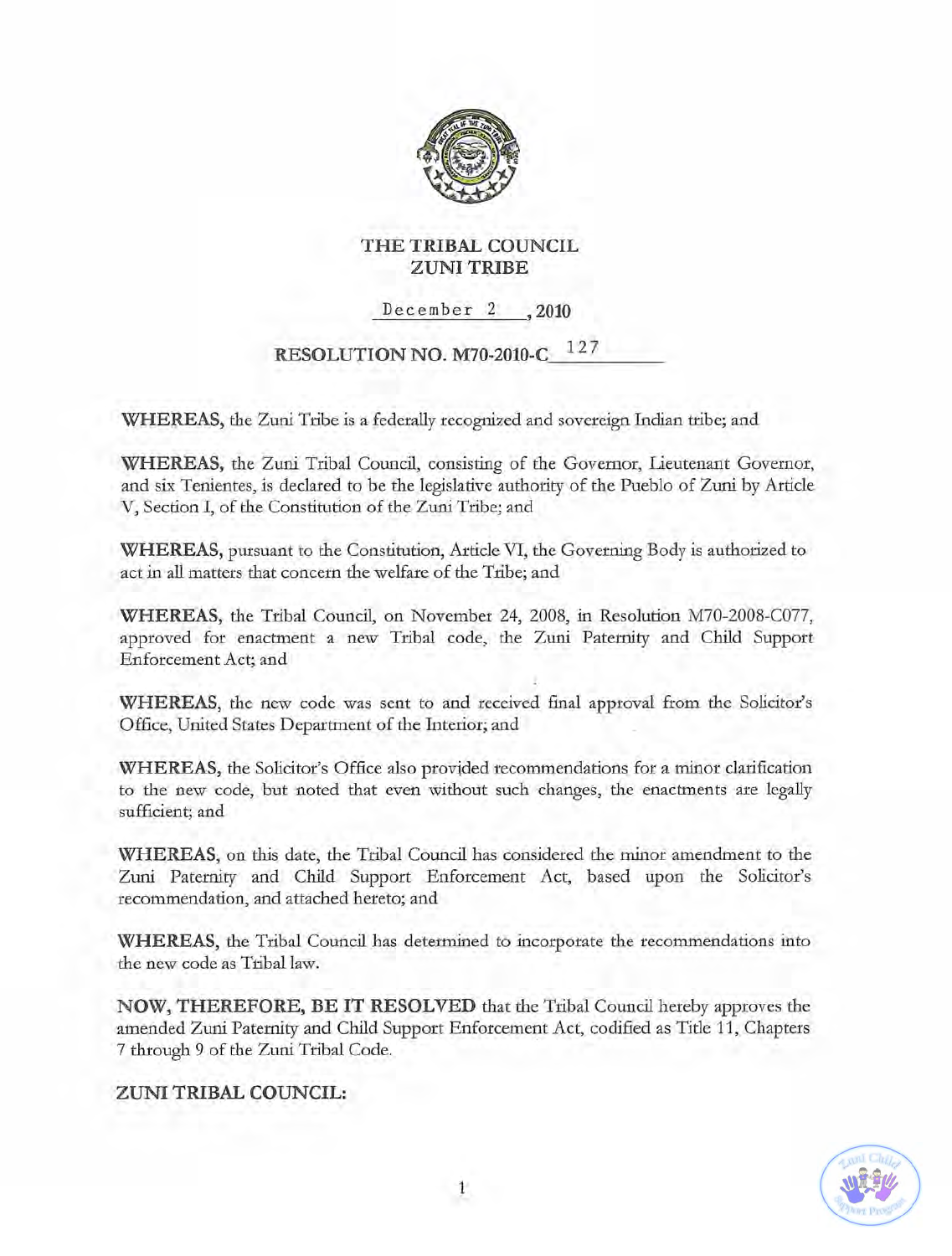**THE TRIBAL COUNCIL**
**ZUNI TRIBE**

December 2, 2010

**RESOLUTION NO. M70-2010-C 127**

**WHEREAS,** the Zuni Tribe is a federally recognized and sovereign Indian tribe; and

**WHEREAS,** the Zuni Tribal Council, consisting of the Governor, Lieutenant Governor, and six Tenientes, is declared to be the legislative authority of the Pueblo of Zuni by Article V, Section I, of the Constitution of the Zuni Tribe; and

**WHEREAS,** pursuant to the Constitution, Article VI, the Governing Body is authorized to act in all matters that concern the welfare of the Tribe; and

**WHEREAS,** the Tribal Council, on November 24, 2008, in Resolution M70-2008-C077, approved for enactment a new Tribal code, the Zuni Paternity and Child Support Enforcement Act; and

**WHEREAS,** the new code was sent to and received final approval from the Solicitor's Office, United States Department of the Interior; and

**WHEREAS,** the Solicitor's Office also provided recommendations for a minor clarification to the new code, but noted that even without such changes, the enactments are legally sufficient; and

**WHEREAS,** on this date, the Tribal Council has considered the minor amendment to the Zuni Paternity and Child Support Enforcement Act, based upon the Solicitor's recommendation, and attached hereto; and

**WHEREAS,** the Tribal Council has determined to incorporate the recommendations into the new code as Tribal law.

**NOW, THEREFORE, BE IT RESOLVED** that the Tribal Council hereby approves the amended Zuni Paternity and Child Support Enforcement Act, codified as Title 11, Chapters 7 through 9 of the Zuni Tribal Code.

**ZUNI TRIBAL COUNCIL:**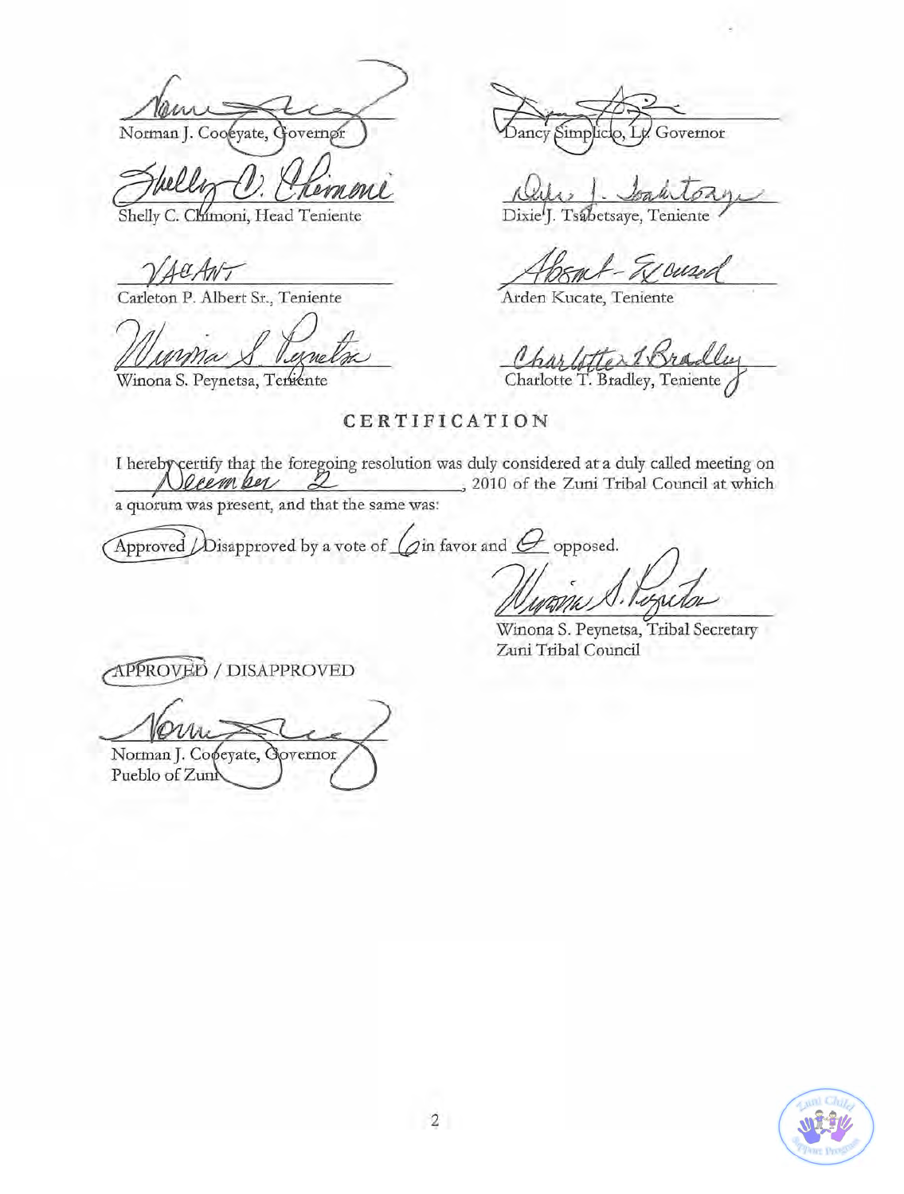Norman J. Cooeyate, Governor

Dancy Simplicio, Lt. Governor

Shelly C. Chimoni, Head Teniente

Dixie J. Tsabetsaye, Teniente

VACANT

Carleton P. Albert Sr., Teniente

Absent - Excused

Arden Kucate, Teniente

Winona S. Peynetsa, Teniente

Charlotte T. Bradley, Teniente

## CERTIFICATION

I hereby certify that the foregoing resolution was duly considered at a duly called meeting on December 2, 2010 of the Zuni Tribal Council at which a quorum was present, and that the same was:

Approved / Disapproved by a vote of 6 in favor and 0 opposed.

Winona S. Peynetsa, Tribal Secretary
Zuni Tribal Council

APPROVED / DISAPPROVED

Norman J. Cooeyate, Governor
Pueblo of Zuni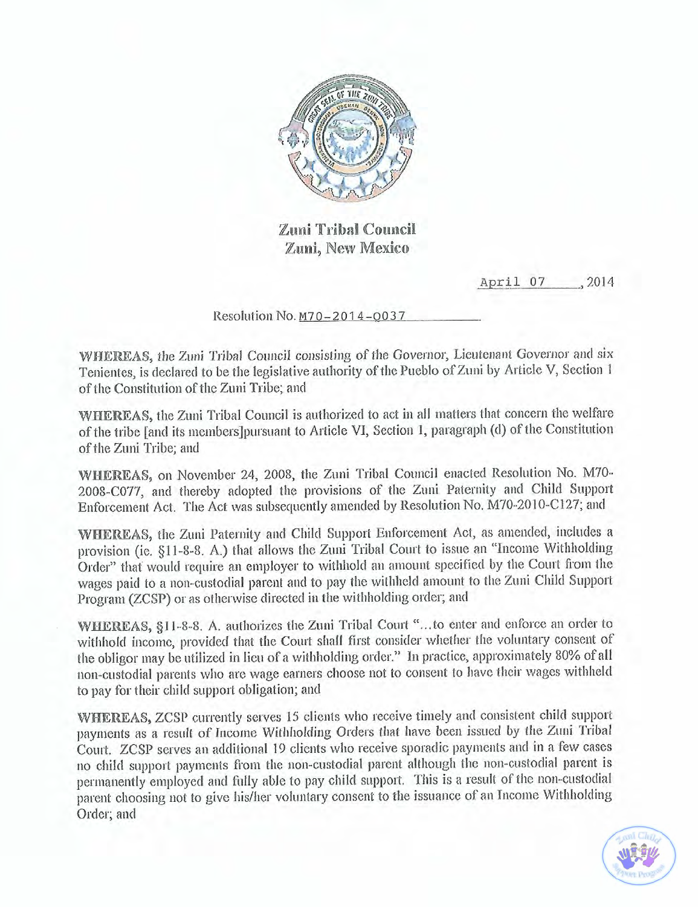**Zuni Tribal Council**
**Zuni, New Mexico**

April 07, 2014

Resolution No. M70-2014-Q037

**WHEREAS,** the Zuni Tribal Council consisting of the Governor, Lieutenant Governor and six Tenientes, is declared to be the legislative authority of the Pueblo of Zuni by Article V, Section 1 of the Constitution of the Zuni Tribe; and

**WHEREAS,** the Zuni Tribal Council is authorized to act in all matters that concern the welfare of the tribe [and its members]pursuant to Article VI, Section 1, paragraph (d) of the Constitution of the Zuni Tribe; and

**WHEREAS,** on November 24, 2008, the Zuni Tribal Council enacted Resolution No. M70-2008-C077, and thereby adopted the provisions of the Zuni Paternity and Child Support Enforcement Act. The Act was subsequently amended by Resolution No. M70-2010-C127; and

**WHEREAS,** the Zuni Paternity and Child Support Enforcement Act, as amended, includes a provision (ie. §11-8-8. A.) that allows the Zuni Tribal Court to issue an "Income Withholding Order" that would require an employer to withhold an amount specified by the Court from the wages paid to a non-custodial parent and to pay the withheld amount to the Zuni Child Support Program (ZCSP) or as otherwise directed in the withholding order; and

**WHEREAS,** §11-8-8. A. authorizes the Zuni Tribal Court "...to enter and enforce an order to withhold income, provided that the Court shall first consider whether the voluntary consent of the obligor may be utilized in lieu of a withholding order." In practice, approximately 80% of all non-custodial parents who are wage earners choose not to consent to have their wages withheld to pay for their child support obligation; and

**WHEREAS,** ZCSP currently serves 15 clients who receive timely and consistent child support payments as a result of Income Withholding Orders that have been issued by the Zuni Tribal Court. ZCSP serves an additional 19 clients who receive sporadic payments and in a few cases no child support payments from the non-custodial parent although the non-custodial parent is permanently employed and fully able to pay child support. This is a result of the non-custodial parent choosing not to give his/her voluntary consent to the issuance of an Income Withholding Order; and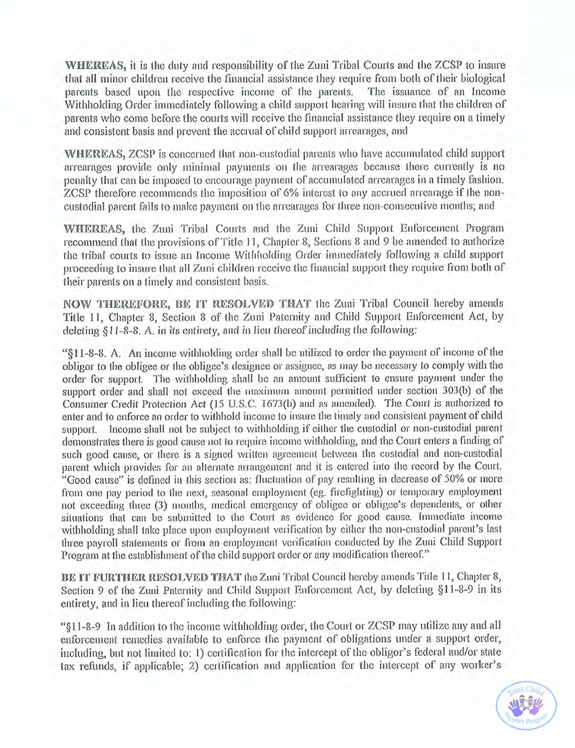**WHEREAS,** it is the duty and responsibility of the Zuni Tribal Courts and the ZCSP to insure that all minor children receive the financial assistance they require from both of their biological parents based upon the respective income of the parents. The issuance of an Income Withholding Order immediately following a child support hearing will insure that the children of parents who come before the courts will receive the financial assistance they require on a timely and consistent basis and prevent the accrual of child support arrearages, and

**WHEREAS,** ZCSP is concerned that non-custodial parents who have accumulated child support arrearages provide only minimal payments on the arrearages because there currently is no penalty that can be imposed to encourage payment of accumulated arrearages in a timely fashion. ZCSP therefore recommends the imposition of 6% interest to any accrued arrearage if the non-custodial parent fails to make payment on the arrearages for three non-consecutive months; and

**WHEREAS,** the Zuni Tribal Courts and the Zuni Child Support Enforcement Program recommend that the provisions of Title 11, Chapter 8, Sections 8 and 9 be amended to authorize the tribal courts to issue an Income Withholding Order immediately following a child support proceeding to insure that all Zuni children receive the financial support they require from both of their parents on a timely and consistent basis.

**NOW THEREFORE, BE IT RESOLVED THAT** the Zuni Tribal Council hereby amends Title 11, Chapter 8, Section 8 of the Zuni Paternity and Child Support Enforcement Act, by deleting *§11-8-8. A. in its entirety, and in lieu thereof including the following:*

"§11-8-8. A. An income withholding order shall be utilized to order the payment of income of the obligor to the obligee or the obligee's designee or assignee, as may be necessary to comply with the order for support. The withholding shall be an amount sufficient to ensure payment under the support order and shall not exceed the maximum amount permitted under section 303(b) of the Consumer Credit Protection Act (15 U.S.C. 1673(b) and as amended). The Court is authorized to enter and to enforce an order to withhold income to insure the timely and consistent payment of child support. Income shall not be subject to withholding if either the custodial or non-custodial parent demonstrates there is good cause not to require income withholding, and the Court enters a finding of such good cause, or there is a signed written agreement between the custodial and non-custodial parent which provides for an alternate arrangement and it is entered into the record by the Court. "Good cause" is defined in this section as: fluctuation of pay resulting in decrease of 50% or more from one pay period to the next, seasonal employment (eg. firefighting) or temporary employment not exceeding three (3) months, medical emergency of obligee or obligee's dependents, or other situations that can be submitted to the Court as evidence for good cause. Immediate income withholding shall take place upon employment verification by either the non-custodial parent's last three payroll statements or from an employment verification conducted by the Zuni Child Support Program at the establishment of the child support order or any modification thereof."

**BE IT FURTHER RESOLVED THAT** the Zuni Tribal Council hereby amends Title 11, Chapter 8, Section 9 of the Zuni Paternity and Child Support Enforcement Act, by deleting §11-8-9 in its entirety, and in lieu thereof including the following:

"§11-8-9 In addition to the income withholding order, the Court or ZCSP may utilize any and all enforcement remedies available to enforce the payment of obligations under a support order, including, but not limited to: 1) certification for the intercept of the obligor's federal and/or state tax refunds, if applicable; 2) certification and application for the intercept of any worker's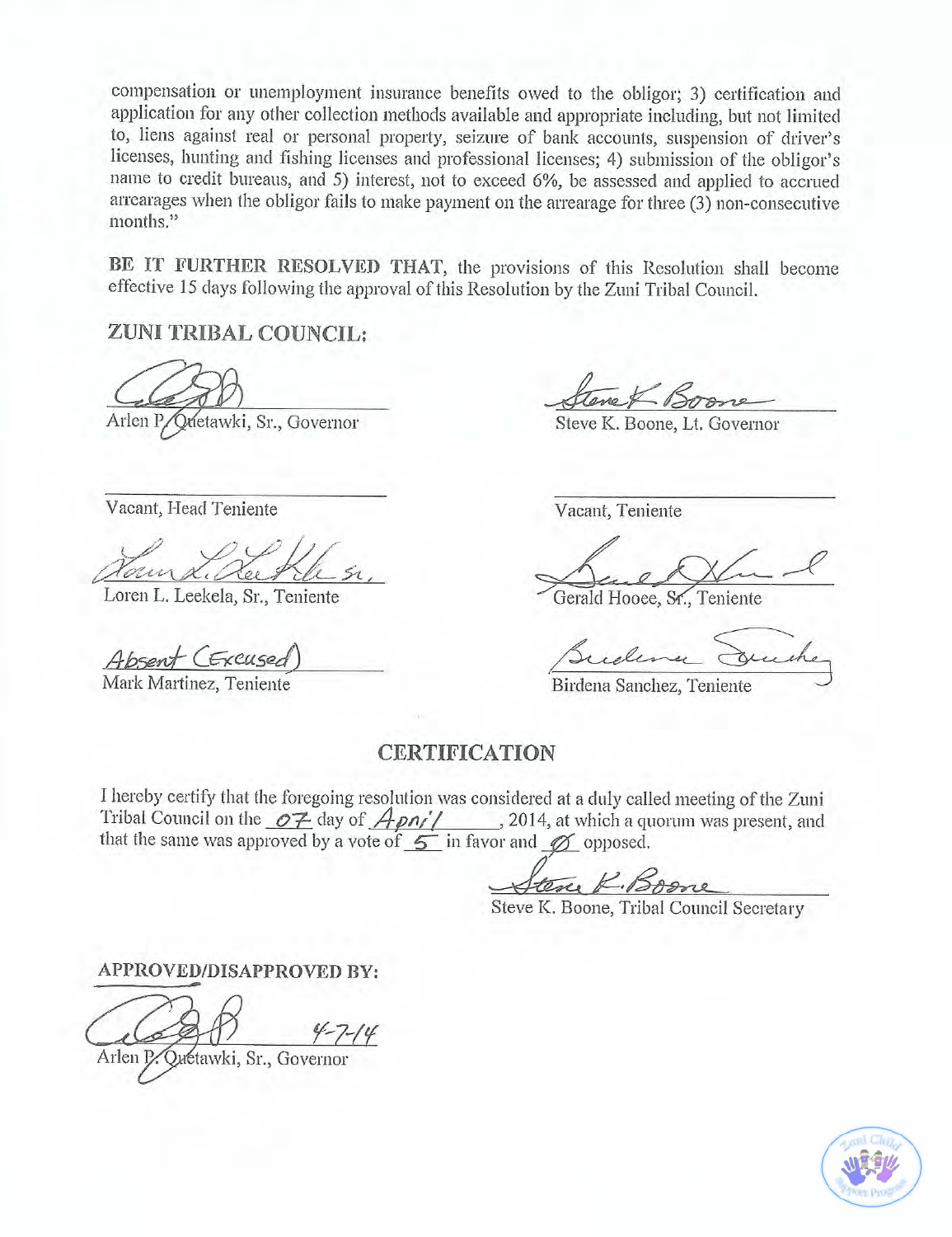compensation or unemployment insurance benefits owed to the obligor; 3) certification and application for any other collection methods available and appropriate including, but not limited to, liens against real or personal property, seizure of bank accounts, suspension of driver's licenses, hunting and fishing licenses and professional licenses; 4) submission of the obligor's name to credit bureaus, and 5) interest, not to exceed 6%, be assessed and applied to accrued arrearages when the obligor fails to make payment on the arrearage for three (3) non-consecutive months."

**BE IT FURTHER RESOLVED THAT**, the provisions of this Resolution shall become effective 15 days following the approval of this Resolution by the Zuni Tribal Council.

**ZUNI TRIBAL COUNCIL:**

Arlen P. Quetawki, Sr., Governor

Steve K. Boone, Lt. Governor

Vacant, Head Teniente

Vacant, Teniente

Loren L. Leekela, Sr., Teniente

Gerald Hooee, Sr., Teniente

Absent (Excused)
Mark Martinez, Teniente

Birdena Sanchez, Teniente

## CERTIFICATION

I hereby certify that the foregoing resolution was considered at a duly called meeting of the Zuni Tribal Council on the 07 day of April, 2014, at which a quorum was present, and that the same was approved by a vote of 5 in favor and Ø opposed.

Steve K. Boone, Tribal Council Secretary

**APPROVED/DISAPPROVED BY:**

4-7-14
Arlen P. Quetawki, Sr., Governor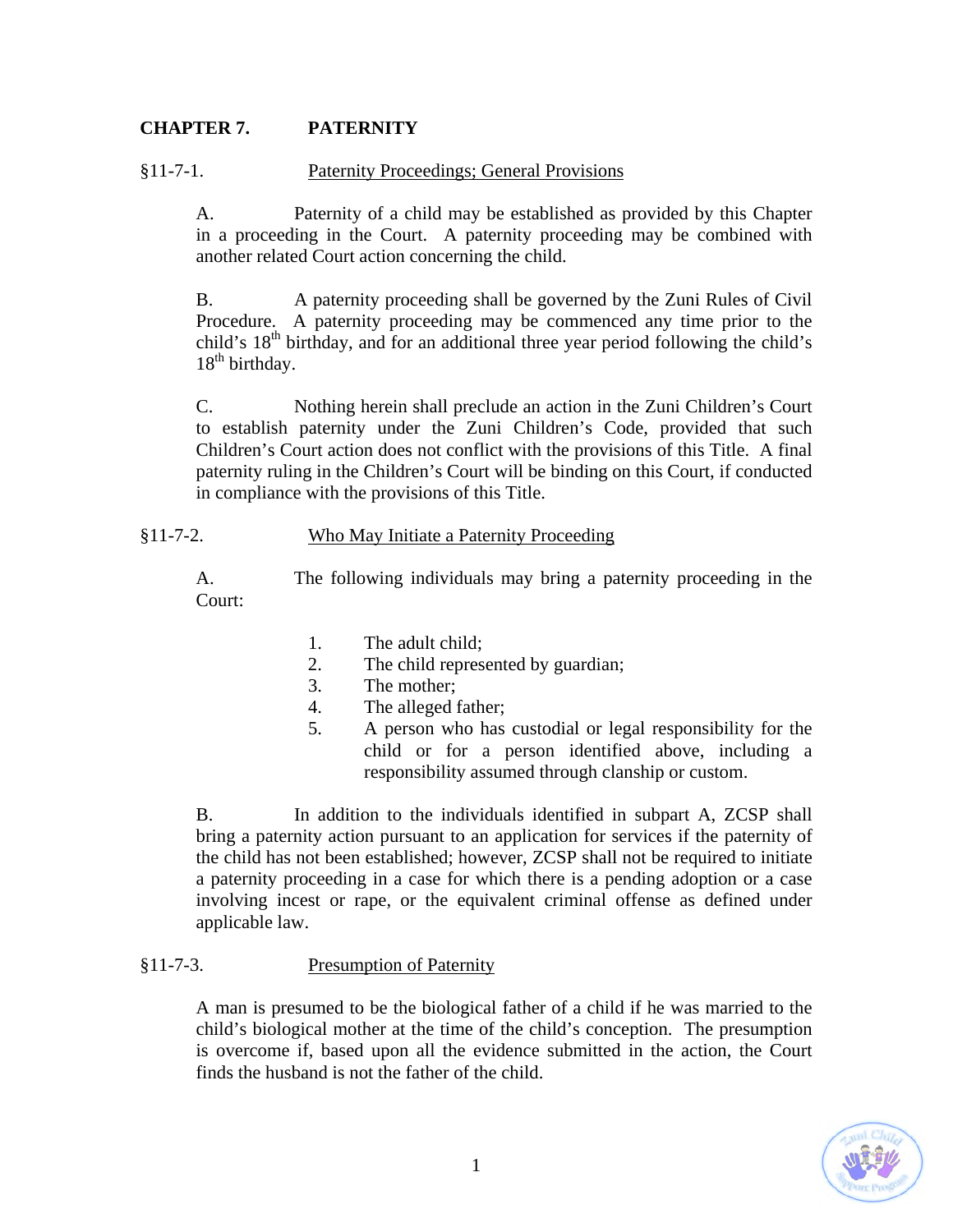## CHAPTER 7. PATERNITY

§11-7-1. Paternity Proceedings; General Provisions

A. Paternity of a child may be established as provided by this Chapter in a proceeding in the Court. A paternity proceeding may be combined with another related Court action concerning the child.

B. A paternity proceeding shall be governed by the Zuni Rules of Civil Procedure. A paternity proceeding may be commenced any time prior to the child's 18th birthday, and for an additional three year period following the child's 18th birthday.

C. Nothing herein shall preclude an action in the Zuni Children's Court to establish paternity under the Zuni Children's Code, provided that such Children's Court action does not conflict with the provisions of this Title. A final paternity ruling in the Children's Court will be binding on this Court, if conducted in compliance with the provisions of this Title.

§11-7-2. Who May Initiate a Paternity Proceeding

A. The following individuals may bring a paternity proceeding in the Court:

1. The adult child;
2. The child represented by guardian;
3. The mother;
4. The alleged father;
5. A person who has custodial or legal responsibility for the child or for a person identified above, including a responsibility assumed through clanship or custom.

B. In addition to the individuals identified in subpart A, ZCSP shall bring a paternity action pursuant to an application for services if the paternity of the child has not been established; however, ZCSP shall not be required to initiate a paternity proceeding in a case for which there is a pending adoption or a case involving incest or rape, or the equivalent criminal offense as defined under applicable law.

§11-7-3. Presumption of Paternity

A man is presumed to be the biological father of a child if he was married to the child's biological mother at the time of the child's conception. The presumption is overcome if, based upon all the evidence submitted in the action, the Court finds the husband is not the father of the child.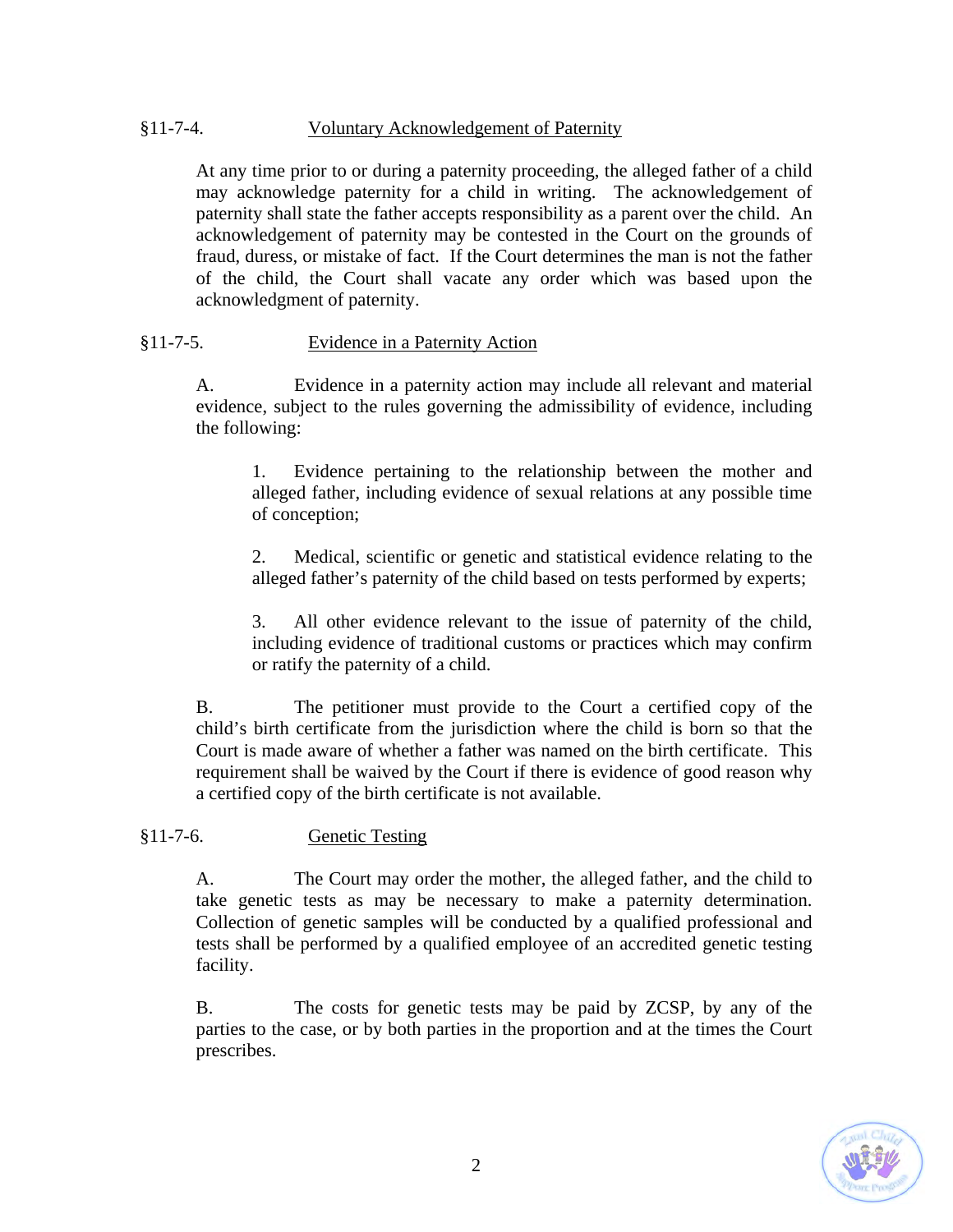### §11-7-4. Voluntary Acknowledgement of Paternity

At any time prior to or during a paternity proceeding, the alleged father of a child may acknowledge paternity for a child in writing. The acknowledgement of paternity shall state the father accepts responsibility as a parent over the child. An acknowledgement of paternity may be contested in the Court on the grounds of fraud, duress, or mistake of fact. If the Court determines the man is not the father of the child, the Court shall vacate any order which was based upon the acknowledgment of paternity.

### §11-7-5. Evidence in a Paternity Action

A. Evidence in a paternity action may include all relevant and material evidence, subject to the rules governing the admissibility of evidence, including the following:

1. Evidence pertaining to the relationship between the mother and alleged father, including evidence of sexual relations at any possible time of conception;

2. Medical, scientific or genetic and statistical evidence relating to the alleged father's paternity of the child based on tests performed by experts;

3. All other evidence relevant to the issue of paternity of the child, including evidence of traditional customs or practices which may confirm or ratify the paternity of a child.

B. The petitioner must provide to the Court a certified copy of the child's birth certificate from the jurisdiction where the child is born so that the Court is made aware of whether a father was named on the birth certificate. This requirement shall be waived by the Court if there is evidence of good reason why a certified copy of the birth certificate is not available.

### §11-7-6. Genetic Testing

A. The Court may order the mother, the alleged father, and the child to take genetic tests as may be necessary to make a paternity determination. Collection of genetic samples will be conducted by a qualified professional and tests shall be performed by a qualified employee of an accredited genetic testing facility.

B. The costs for genetic tests may be paid by ZCSP, by any of the parties to the case, or by both parties in the proportion and at the times the Court prescribes.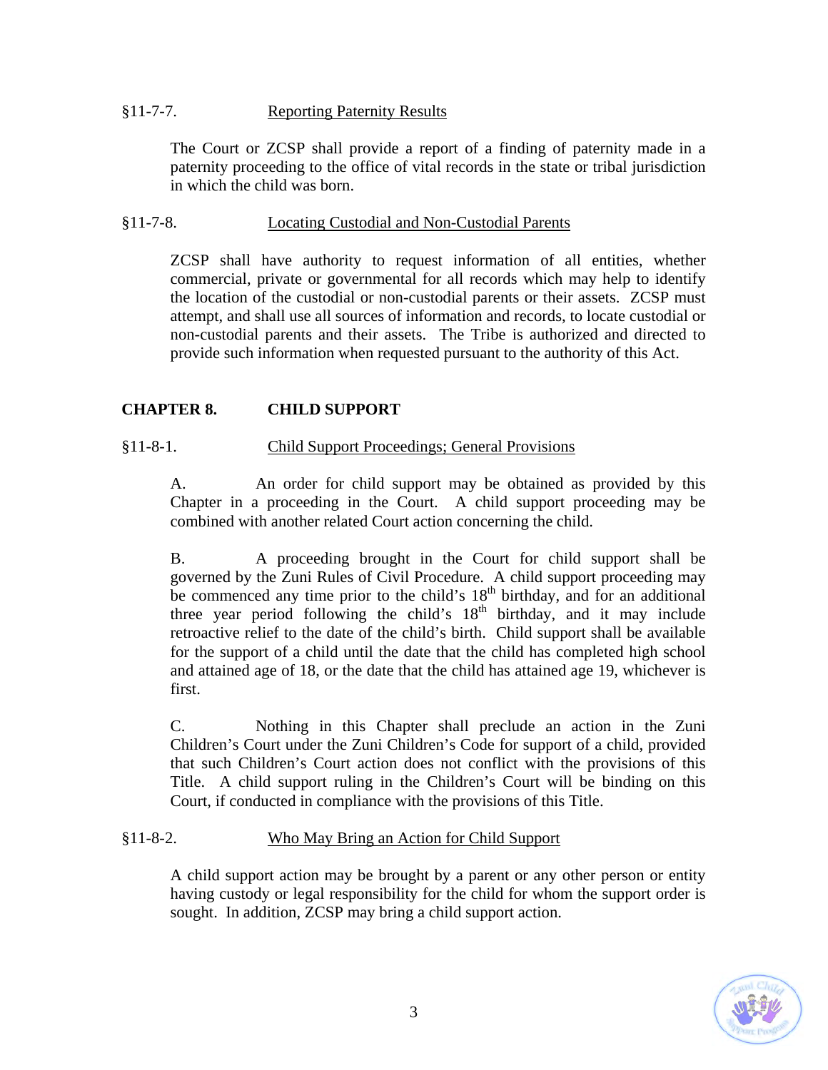§11-7-7. Reporting Paternity Results

The Court or ZCSP shall provide a report of a finding of paternity made in a paternity proceeding to the office of vital records in the state or tribal jurisdiction in which the child was born.

§11-7-8. Locating Custodial and Non-Custodial Parents

ZCSP shall have authority to request information of all entities, whether commercial, private or governmental for all records which may help to identify the location of the custodial or non-custodial parents or their assets. ZCSP must attempt, and shall use all sources of information and records, to locate custodial or non-custodial parents and their assets. The Tribe is authorized and directed to provide such information when requested pursuant to the authority of this Act.

## CHAPTER 8. CHILD SUPPORT

§11-8-1. Child Support Proceedings; General Provisions

A. An order for child support may be obtained as provided by this Chapter in a proceeding in the Court. A child support proceeding may be combined with another related Court action concerning the child.

B. A proceeding brought in the Court for child support shall be governed by the Zuni Rules of Civil Procedure. A child support proceeding may be commenced any time prior to the child's 18th birthday, and for an additional three year period following the child's 18th birthday, and it may include retroactive relief to the date of the child's birth. Child support shall be available for the support of a child until the date that the child has completed high school and attained age of 18, or the date that the child has attained age 19, whichever is first.

C. Nothing in this Chapter shall preclude an action in the Zuni Children's Court under the Zuni Children's Code for support of a child, provided that such Children's Court action does not conflict with the provisions of this Title. A child support ruling in the Children's Court will be binding on this Court, if conducted in compliance with the provisions of this Title.

§11-8-2. Who May Bring an Action for Child Support

A child support action may be brought by a parent or any other person or entity having custody or legal responsibility for the child for whom the support order is sought. In addition, ZCSP may bring a child support action.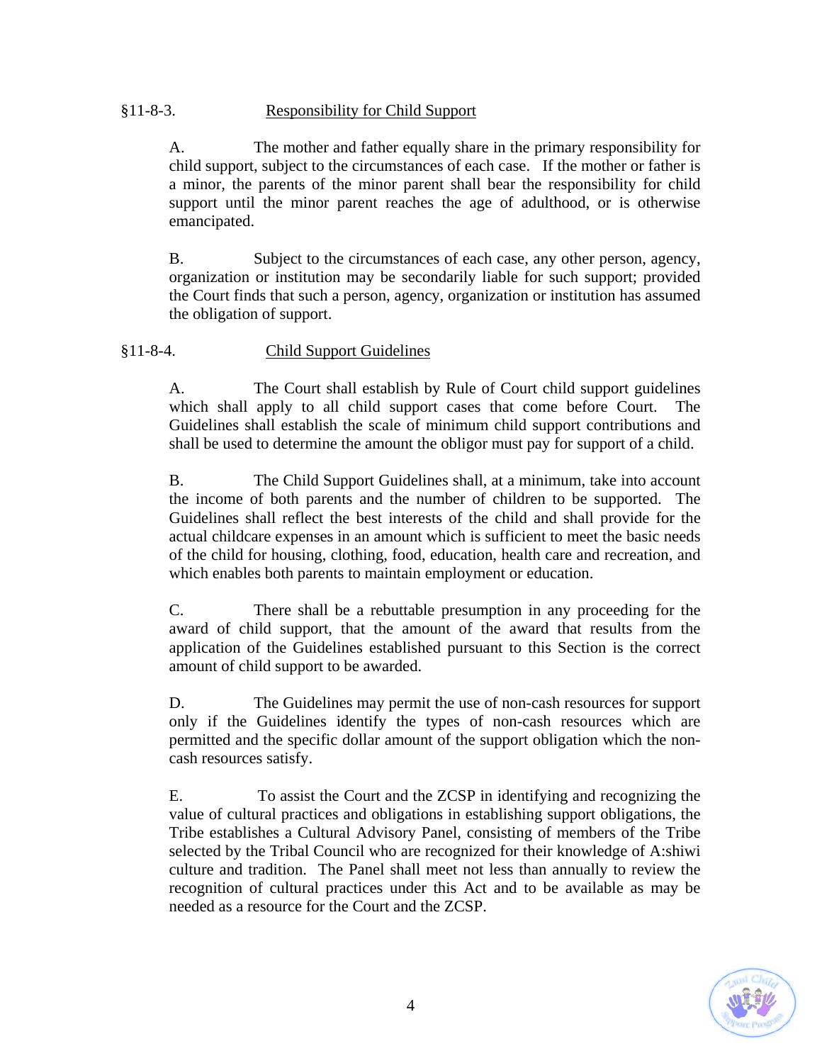## §11-8-3. Responsibility for Child Support

A. The mother and father equally share in the primary responsibility for child support, subject to the circumstances of each case. If the mother or father is a minor, the parents of the minor parent shall bear the responsibility for child support until the minor parent reaches the age of adulthood, or is otherwise emancipated.

B. Subject to the circumstances of each case, any other person, agency, organization or institution may be secondarily liable for such support; provided the Court finds that such a person, agency, organization or institution has assumed the obligation of support.

## §11-8-4. Child Support Guidelines

A. The Court shall establish by Rule of Court child support guidelines which shall apply to all child support cases that come before Court. The Guidelines shall establish the scale of minimum child support contributions and shall be used to determine the amount the obligor must pay for support of a child.

B. The Child Support Guidelines shall, at a minimum, take into account the income of both parents and the number of children to be supported. The Guidelines shall reflect the best interests of the child and shall provide for the actual childcare expenses in an amount which is sufficient to meet the basic needs of the child for housing, clothing, food, education, health care and recreation, and which enables both parents to maintain employment or education.

C. There shall be a rebuttable presumption in any proceeding for the award of child support, that the amount of the award that results from the application of the Guidelines established pursuant to this Section is the correct amount of child support to be awarded.

D. The Guidelines may permit the use of non-cash resources for support only if the Guidelines identify the types of non-cash resources which are permitted and the specific dollar amount of the support obligation which the non-cash resources satisfy.

E. To assist the Court and the ZCSP in identifying and recognizing the value of cultural practices and obligations in establishing support obligations, the Tribe establishes a Cultural Advisory Panel, consisting of members of the Tribe selected by the Tribal Council who are recognized for their knowledge of A:shiwi culture and tradition. The Panel shall meet not less than annually to review the recognition of cultural practices under this Act and to be available as may be needed as a resource for the Court and the ZCSP.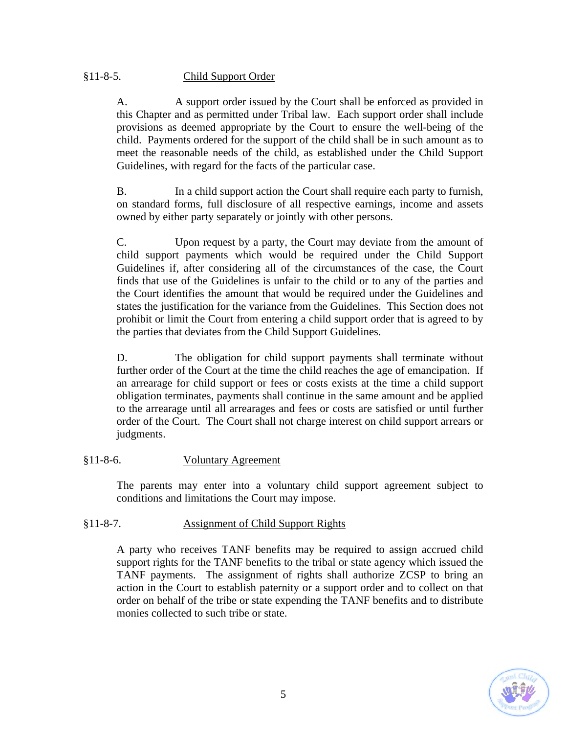§11-8-5. Child Support Order

A. A support order issued by the Court shall be enforced as provided in this Chapter and as permitted under Tribal law. Each support order shall include provisions as deemed appropriate by the Court to ensure the well-being of the child. Payments ordered for the support of the child shall be in such amount as to meet the reasonable needs of the child, as established under the Child Support Guidelines, with regard for the facts of the particular case.

B. In a child support action the Court shall require each party to furnish, on standard forms, full disclosure of all respective earnings, income and assets owned by either party separately or jointly with other persons.

C. Upon request by a party, the Court may deviate from the amount of child support payments which would be required under the Child Support Guidelines if, after considering all of the circumstances of the case, the Court finds that use of the Guidelines is unfair to the child or to any of the parties and the Court identifies the amount that would be required under the Guidelines and states the justification for the variance from the Guidelines. This Section does not prohibit or limit the Court from entering a child support order that is agreed to by the parties that deviates from the Child Support Guidelines.

D. The obligation for child support payments shall terminate without further order of the Court at the time the child reaches the age of emancipation. If an arrearage for child support or fees or costs exists at the time a child support obligation terminates, payments shall continue in the same amount and be applied to the arrearage until all arrearages and fees or costs are satisfied or until further order of the Court. The Court shall not charge interest on child support arrears or judgments.

§11-8-6. Voluntary Agreement

The parents may enter into a voluntary child support agreement subject to conditions and limitations the Court may impose.

§11-8-7. Assignment of Child Support Rights

A party who receives TANF benefits may be required to assign accrued child support rights for the TANF benefits to the tribal or state agency which issued the TANF payments. The assignment of rights shall authorize ZCSP to bring an action in the Court to establish paternity or a support order and to collect on that order on behalf of the tribe or state expending the TANF benefits and to distribute monies collected to such tribe or state.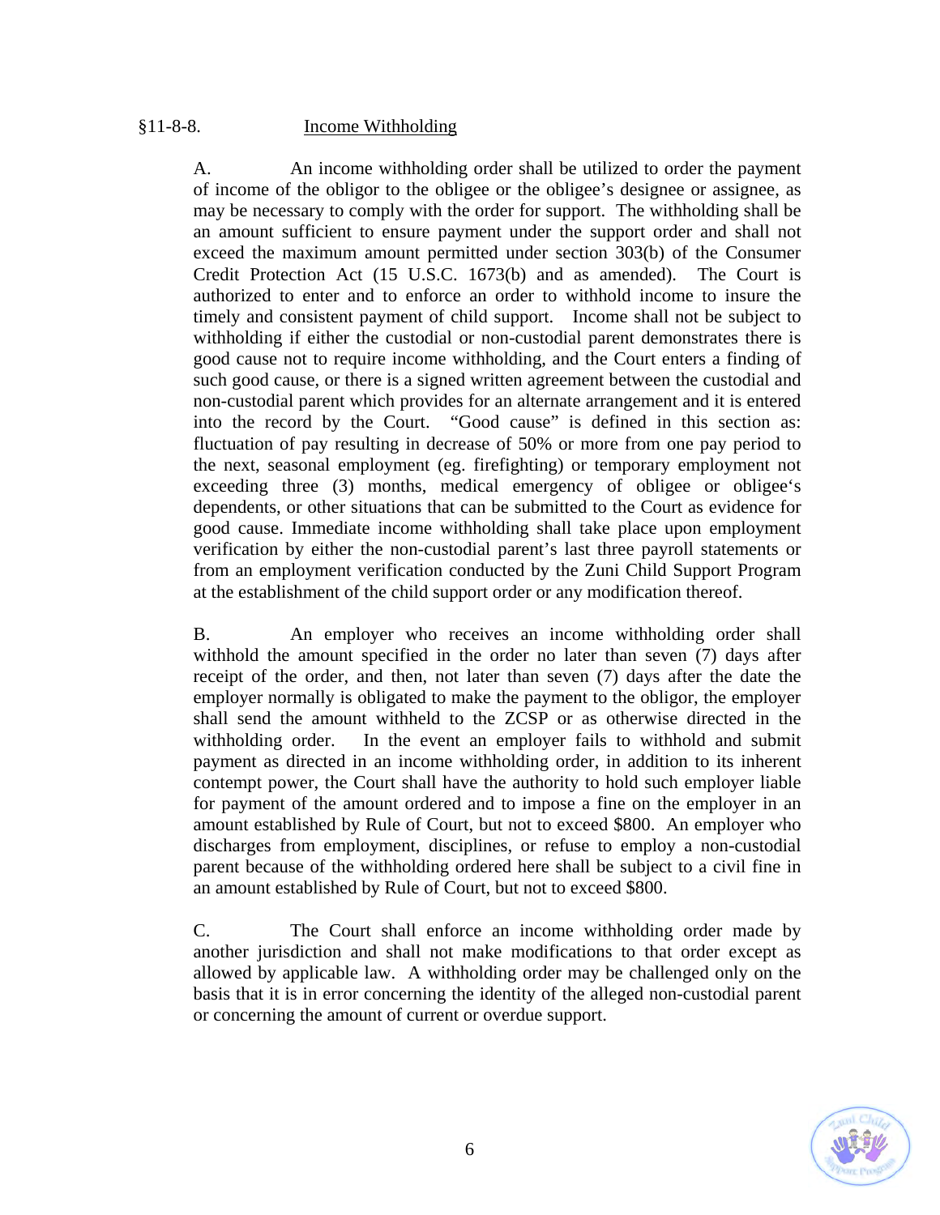## §11-8-8. Income Withholding

A. An income withholding order shall be utilized to order the payment of income of the obligor to the obligee or the obligee's designee or assignee, as may be necessary to comply with the order for support. The withholding shall be an amount sufficient to ensure payment under the support order and shall not exceed the maximum amount permitted under section 303(b) of the Consumer Credit Protection Act (15 U.S.C. 1673(b) and as amended). The Court is authorized to enter and to enforce an order to withhold income to insure the timely and consistent payment of child support. Income shall not be subject to withholding if either the custodial or non-custodial parent demonstrates there is good cause not to require income withholding, and the Court enters a finding of such good cause, or there is a signed written agreement between the custodial and non-custodial parent which provides for an alternate arrangement and it is entered into the record by the Court. "Good cause" is defined in this section as: fluctuation of pay resulting in decrease of 50% or more from one pay period to the next, seasonal employment (eg. firefighting) or temporary employment not exceeding three (3) months, medical emergency of obligee or obligee's dependents, or other situations that can be submitted to the Court as evidence for good cause. Immediate income withholding shall take place upon employment verification by either the non-custodial parent's last three payroll statements or from an employment verification conducted by the Zuni Child Support Program at the establishment of the child support order or any modification thereof.

B. An employer who receives an income withholding order shall withhold the amount specified in the order no later than seven (7) days after receipt of the order, and then, not later than seven (7) days after the date the employer normally is obligated to make the payment to the obligor, the employer shall send the amount withheld to the ZCSP or as otherwise directed in the withholding order. In the event an employer fails to withhold and submit payment as directed in an income withholding order, in addition to its inherent contempt power, the Court shall have the authority to hold such employer liable for payment of the amount ordered and to impose a fine on the employer in an amount established by Rule of Court, but not to exceed $800. An employer who discharges from employment, disciplines, or refuse to employ a non-custodial parent because of the withholding ordered here shall be subject to a civil fine in an amount established by Rule of Court, but not to exceed $800.

C. The Court shall enforce an income withholding order made by another jurisdiction and shall not make modifications to that order except as allowed by applicable law. A withholding order may be challenged only on the basis that it is in error concerning the identity of the alleged non-custodial parent or concerning the amount of current or overdue support.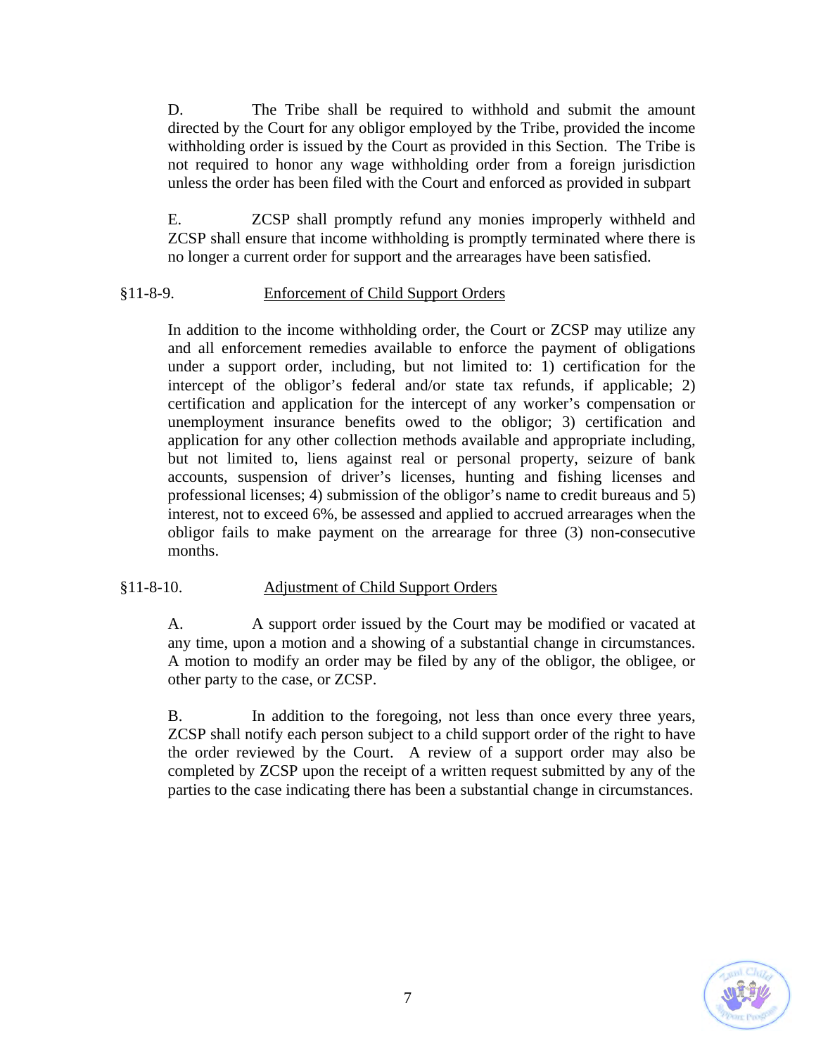D. The Tribe shall be required to withhold and submit the amount directed by the Court for any obligor employed by the Tribe, provided the income withholding order is issued by the Court as provided in this Section. The Tribe is not required to honor any wage withholding order from a foreign jurisdiction unless the order has been filed with the Court and enforced as provided in subpart

E. ZCSP shall promptly refund any monies improperly withheld and ZCSP shall ensure that income withholding is promptly terminated where there is no longer a current order for support and the arrearages have been satisfied.

§11-8-9. Enforcement of Child Support Orders

In addition to the income withholding order, the Court or ZCSP may utilize any and all enforcement remedies available to enforce the payment of obligations under a support order, including, but not limited to: 1) certification for the intercept of the obligor's federal and/or state tax refunds, if applicable; 2) certification and application for the intercept of any worker's compensation or unemployment insurance benefits owed to the obligor; 3) certification and application for any other collection methods available and appropriate including, but not limited to, liens against real or personal property, seizure of bank accounts, suspension of driver's licenses, hunting and fishing licenses and professional licenses; 4) submission of the obligor's name to credit bureaus and 5) interest, not to exceed 6%, be assessed and applied to accrued arrearages when the obligor fails to make payment on the arrearage for three (3) non-consecutive months.

§11-8-10. Adjustment of Child Support Orders

A. A support order issued by the Court may be modified or vacated at any time, upon a motion and a showing of a substantial change in circumstances. A motion to modify an order may be filed by any of the obligor, the obligee, or other party to the case, or ZCSP.

B. In addition to the foregoing, not less than once every three years, ZCSP shall notify each person subject to a child support order of the right to have the order reviewed by the Court. A review of a support order may also be completed by ZCSP upon the receipt of a written request submitted by any of the parties to the case indicating there has been a substantial change in circumstances.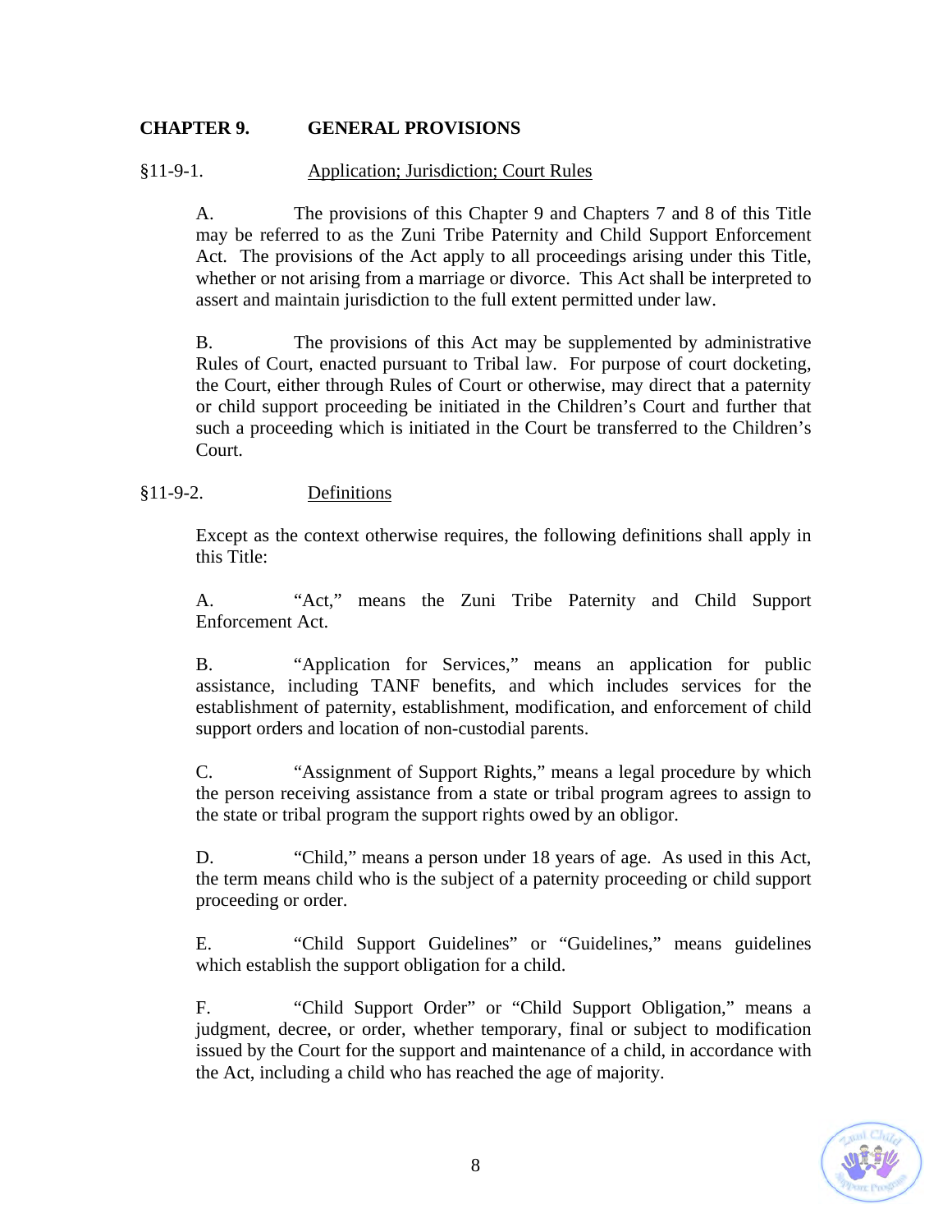## CHAPTER 9. GENERAL PROVISIONS

§11-9-1. Application; Jurisdiction; Court Rules

A. The provisions of this Chapter 9 and Chapters 7 and 8 of this Title may be referred to as the Zuni Tribe Paternity and Child Support Enforcement Act. The provisions of the Act apply to all proceedings arising under this Title, whether or not arising from a marriage or divorce. This Act shall be interpreted to assert and maintain jurisdiction to the full extent permitted under law.

B. The provisions of this Act may be supplemented by administrative Rules of Court, enacted pursuant to Tribal law. For purpose of court docketing, the Court, either through Rules of Court or otherwise, may direct that a paternity or child support proceeding be initiated in the Children's Court and further that such a proceeding which is initiated in the Court be transferred to the Children's Court.

§11-9-2. Definitions

Except as the context otherwise requires, the following definitions shall apply in this Title:

A. "Act," means the Zuni Tribe Paternity and Child Support Enforcement Act.

B. "Application for Services," means an application for public assistance, including TANF benefits, and which includes services for the establishment of paternity, establishment, modification, and enforcement of child support orders and location of non-custodial parents.

C. "Assignment of Support Rights," means a legal procedure by which the person receiving assistance from a state or tribal program agrees to assign to the state or tribal program the support rights owed by an obligor.

D. "Child," means a person under 18 years of age. As used in this Act, the term means child who is the subject of a paternity proceeding or child support proceeding or order.

E. "Child Support Guidelines" or "Guidelines," means guidelines which establish the support obligation for a child.

F. "Child Support Order" or "Child Support Obligation," means a judgment, decree, or order, whether temporary, final or subject to modification issued by the Court for the support and maintenance of a child, in accordance with the Act, including a child who has reached the age of majority.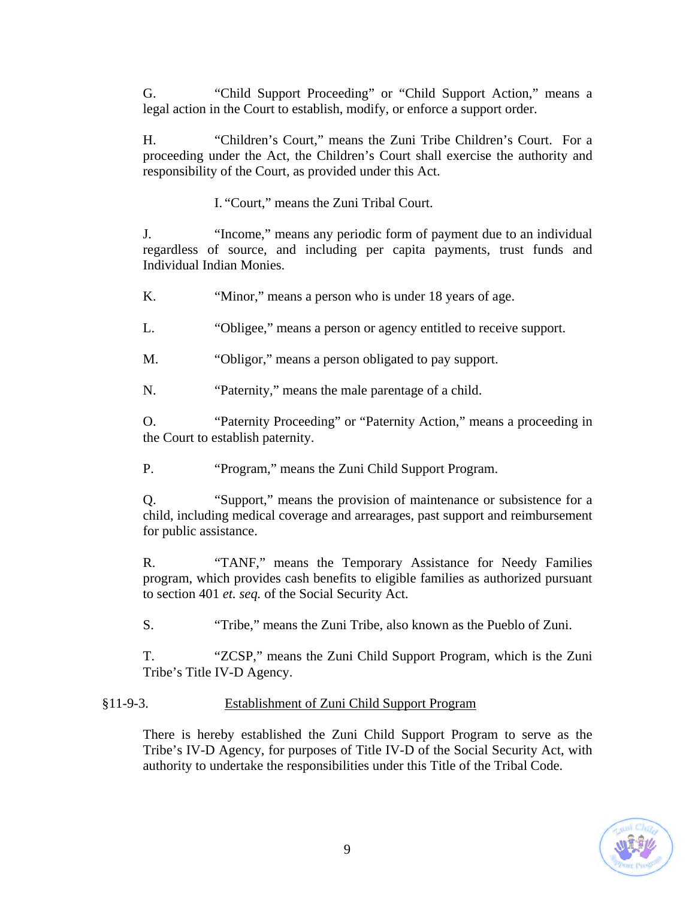G. "Child Support Proceeding" or "Child Support Action," means a legal action in the Court to establish, modify, or enforce a support order.

H. "Children's Court," means the Zuni Tribe Children's Court. For a proceeding under the Act, the Children's Court shall exercise the authority and responsibility of the Court, as provided under this Act.

I. "Court," means the Zuni Tribal Court.

J. "Income," means any periodic form of payment due to an individual regardless of source, and including per capita payments, trust funds and Individual Indian Monies.

K. "Minor," means a person who is under 18 years of age.

L. "Obligee," means a person or agency entitled to receive support.

M. "Obligor," means a person obligated to pay support.

N. "Paternity," means the male parentage of a child.

O. "Paternity Proceeding" or "Paternity Action," means a proceeding in the Court to establish paternity.

P. "Program," means the Zuni Child Support Program.

Q. "Support," means the provision of maintenance or subsistence for a child, including medical coverage and arrearages, past support and reimbursement for public assistance.

R. "TANF," means the Temporary Assistance for Needy Families program, which provides cash benefits to eligible families as authorized pursuant to section 401 *et. seq.* of the Social Security Act.

S. "Tribe," means the Zuni Tribe, also known as the Pueblo of Zuni.

T. "ZCSP," means the Zuni Child Support Program, which is the Zuni Tribe's Title IV-D Agency.

§11-9-3. <u>Establishment of Zuni Child Support Program</u>

There is hereby established the Zuni Child Support Program to serve as the Tribe's IV-D Agency, for purposes of Title IV-D of the Social Security Act, with authority to undertake the responsibilities under this Title of the Tribal Code.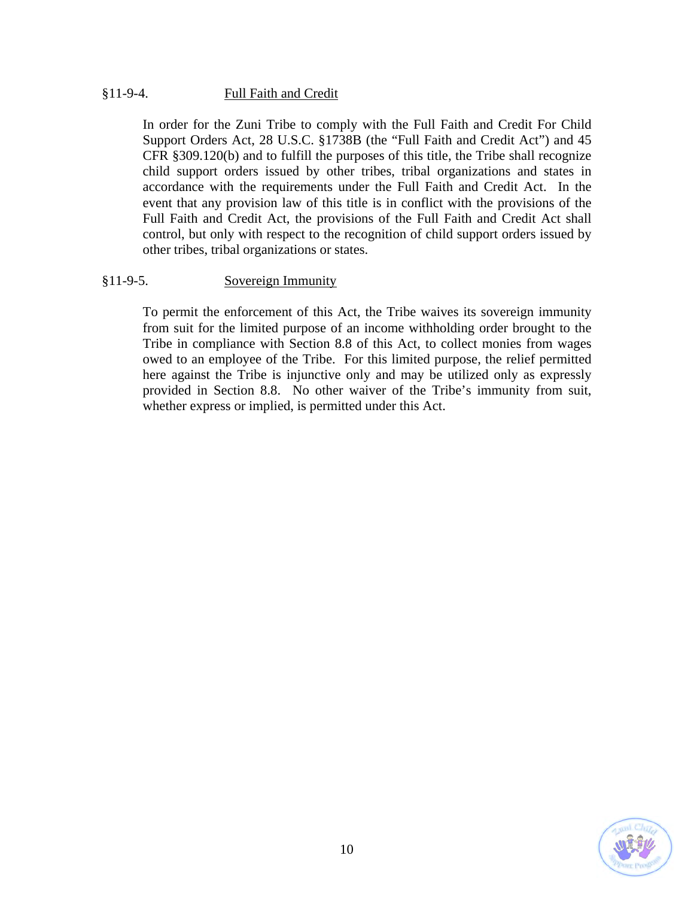§11-9-4. Full Faith and Credit

In order for the Zuni Tribe to comply with the Full Faith and Credit For Child Support Orders Act, 28 U.S.C. §1738B (the "Full Faith and Credit Act") and 45 CFR §309.120(b) and to fulfill the purposes of this title, the Tribe shall recognize child support orders issued by other tribes, tribal organizations and states in accordance with the requirements under the Full Faith and Credit Act. In the event that any provision law of this title is in conflict with the provisions of the Full Faith and Credit Act, the provisions of the Full Faith and Credit Act shall control, but only with respect to the recognition of child support orders issued by other tribes, tribal organizations or states.

§11-9-5. Sovereign Immunity

To permit the enforcement of this Act, the Tribe waives its sovereign immunity from suit for the limited purpose of an income withholding order brought to the Tribe in compliance with Section 8.8 of this Act, to collect monies from wages owed to an employee of the Tribe. For this limited purpose, the relief permitted here against the Tribe is injunctive only and may be utilized only as expressly provided in Section 8.8. No other waiver of the Tribe's immunity from suit, whether express or implied, is permitted under this Act.